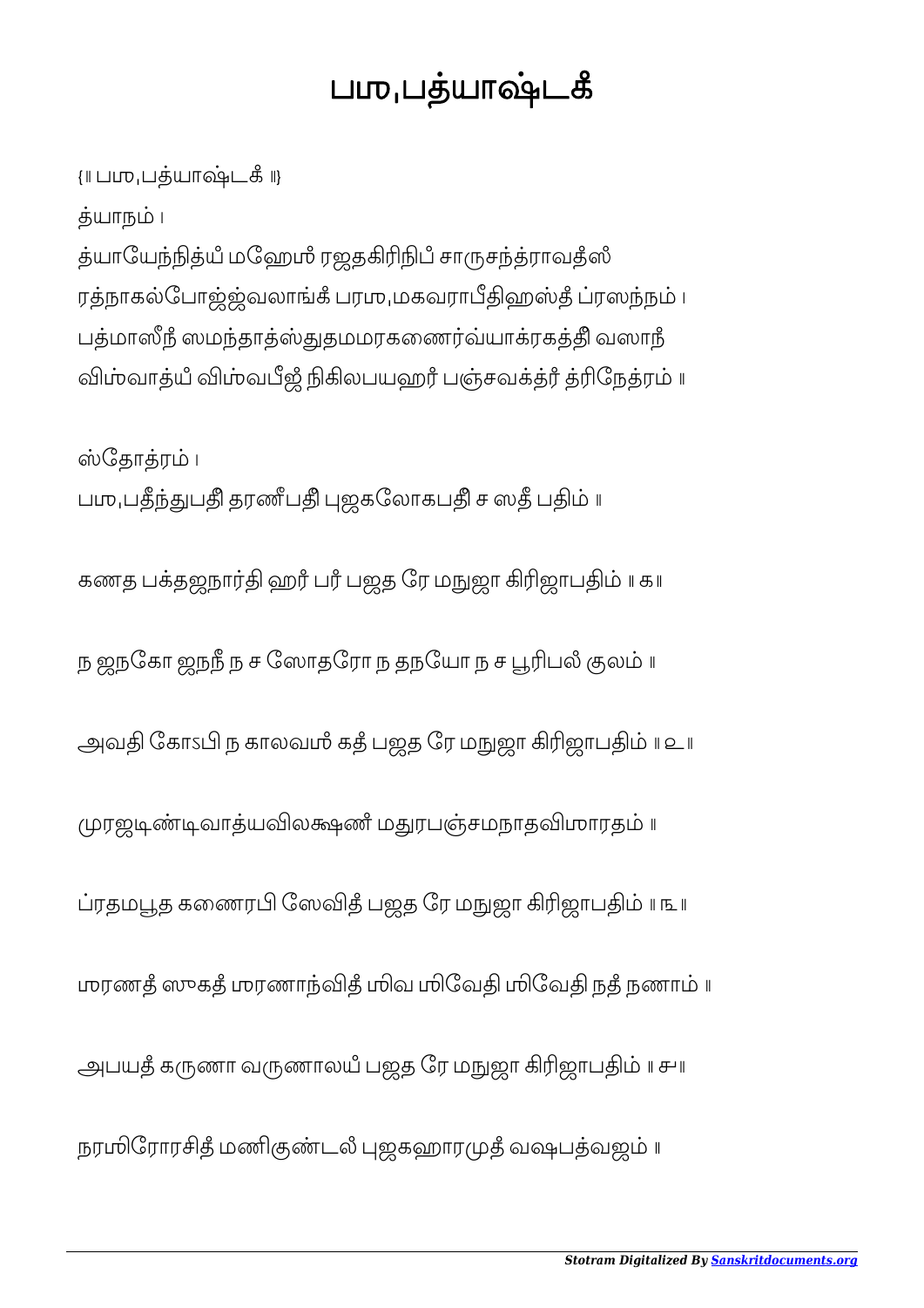# பஶுபத்யாஷ்டகீ

{॥ பஶுபத்யாஷ்டகீ ॥}

த்⁴யாநம் ।

த்⁴யாயேந்நித்யம் மஹேஶம் ரஜதகிரிநிப⁴ம் சாருசந்த்³ராவதம்ஸம்
ரத்நாகல்போஜ்ஜ்வலாங்க³ம் பரஶுமக³வராபீ⁴திஹஸ்தம் ப்ரஸந்நம் ।
பத்³மாஸீநம் ஸமந்தாத்ஸ்துதமமரக³ணைர்வ்யாக்⁴ரக்ருத்திம் வஸாநம்
விஶ்வாத்³யம் விஶ்வபீ³ஜம் நிகி²லப⁴யஹரம் பஞ்சவக்த்ரம் த்ரிநேத்ரம் ॥

ஸ்தோத்ரம் ।

பஶுபதீந்து³பதிம் த⁴ரணீபதிம் பு⁴ஜக³லோகபதிம் ச ஸதீபதிம் ॥

ப்ரணத ப⁴க்தஜநார்தி ஹரம் பரம் ப⁴ஜத ரே மநுஜா கி³ரிஜாபதிம் ॥ ௧॥

ந ஜநகோ ஜநநீ ந ச ஸோத³ரோ ந தநயோ ந ச பூ⁴ரிப³லம் குலம் ॥

அவதி கோऽபி ந காலவஶம் க³தம் ப⁴ஜத ரே மநுஜா கி³ரிஜாபதிம் ॥ ௨॥

முரஜடி³ண்டி³வாத்³யவிலக்ஷணம் மது⁴ரபஞ்சமநாத³விஶாரத³ம் ॥

ப்ரமத²பூ⁴த க³ணைரபி ஸேவிதம் ப⁴ஜத ரே மநுஜா கி³ரிஜாபதிம் ॥ ௩॥

ஶரணத³ம் ஸுக²த³ம் ஶரணாந்விதம் ஶிவ ஶிவேதி ஶிவேதி நதம் ந்ருணாம் ॥

அப⁴யத³ம் கருணா வருணாலயம் ப⁴ஜத ரே மநுஜா கி³ரிஜாபதிம் ॥ ௪॥

நரஶிரோரசிதம் மணிகுண்ட³லம் பு⁴ஜக³ஹாரமுத³ம் வ்ருஷப⁴த்⁴வஜம் ॥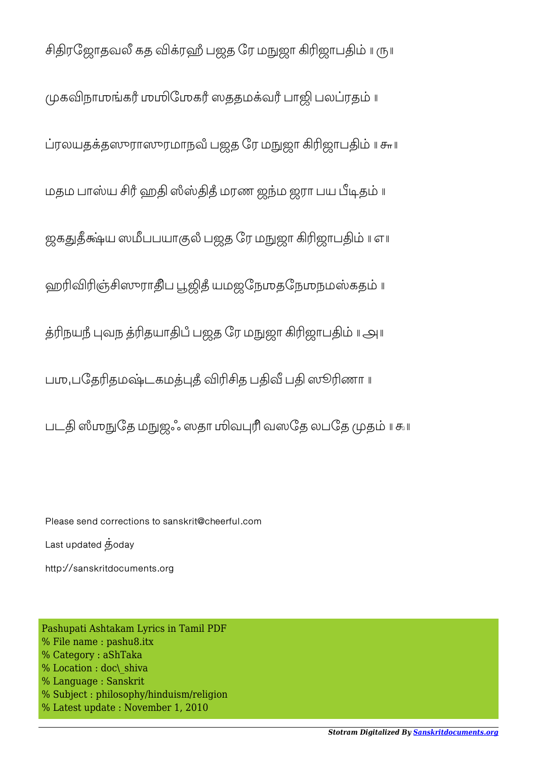சிதிரஜோதவலீ கத விக்ரஹ் பஜத ரே மநுஜா கிரிஜாபதிம் ॥ ரு॥

முகவிநாமங்கர் மமிமேகர் ஸததமக்வர் பாஜி பலப்ரதம் ॥

ப்ரலயதக்தஸுராஸுரமாநவ் பஜத ரே மநுஜா கிரிஜாபதிம் ॥ சுா॥

மதம பாஸ்ய சிர் ஹதி ஸ்ஸ்திதீ மரண ஜந்ம ஜரா பய பீடிதம் ॥

ஜகதுதீக்ஷ்ய ஸமீபபயாகுல் பஜத ரே மநுஜா கிரிஜாபதிம் ॥ எ॥

ஹரிவிரிஞ்சிஸுராதீப பூஜித் யமஜநேமதநேமநமஸ்கதம் ॥

த்ரிநயநீ புவந த்ரிதயாதிப் பஜத ரே மநுஜா கிரிஜாபதிம் ॥ அ॥

பம,பதேரிதமஷ்டகமத்புத் விரிசித பதிவீ பதி ஸூரிணா ॥

படதி ஸ்மநுதே மநுஜஂஃ ஸதா மிவபுரீ வஸதே லபதே முதம் ॥ கூ॥

Please send corrections to sanskrit@cheerful.com

Last updated த்oday

http://sanskritdocuments.org

Pashupati Ashtakam Lyrics in Tamil PDF
% File name : pashu8.itx
% Category : aShTaka
% Location : doc\_shiva
% Language : Sanskrit
% Subject : philosophy/hinduism/religion
% Latest update : November 1, 2010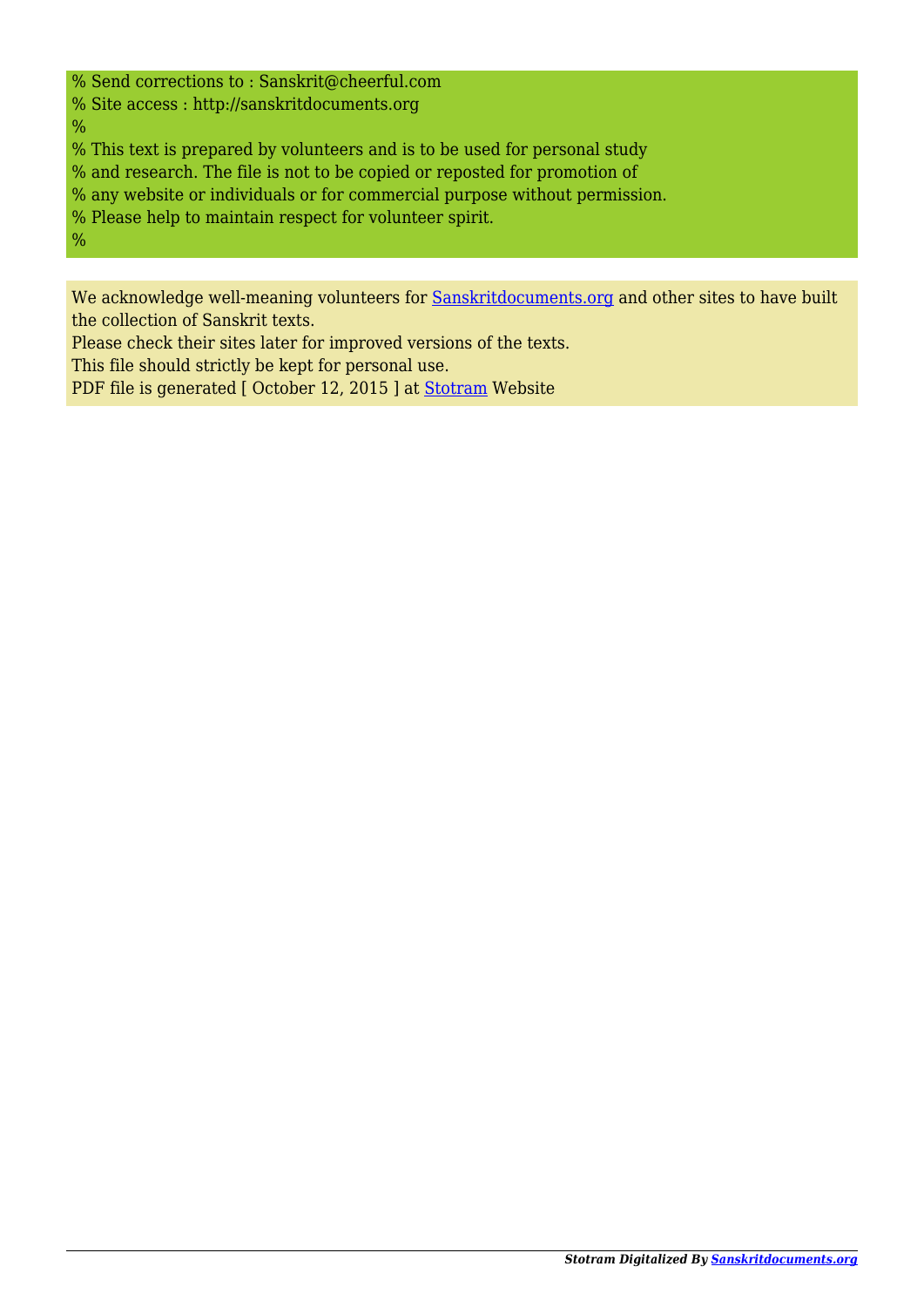% Send corrections to : Sanskrit@cheerful.com
% Site access : http://sanskritdocuments.org
%
% This text is prepared by volunteers and is to be used for personal study
% and research. The file is not to be copied or reposted for promotion of
% any website or individuals or for commercial purpose without permission.
% Please help to maintain respect for volunteer spirit.
%

We acknowledge well-meaning volunteers for Sanskritdocuments.org and other sites to have built the collection of Sanskrit texts.
Please check their sites later for improved versions of the texts.
This file should strictly be kept for personal use.
PDF file is generated [ October 12, 2015 ] at Stotram Website